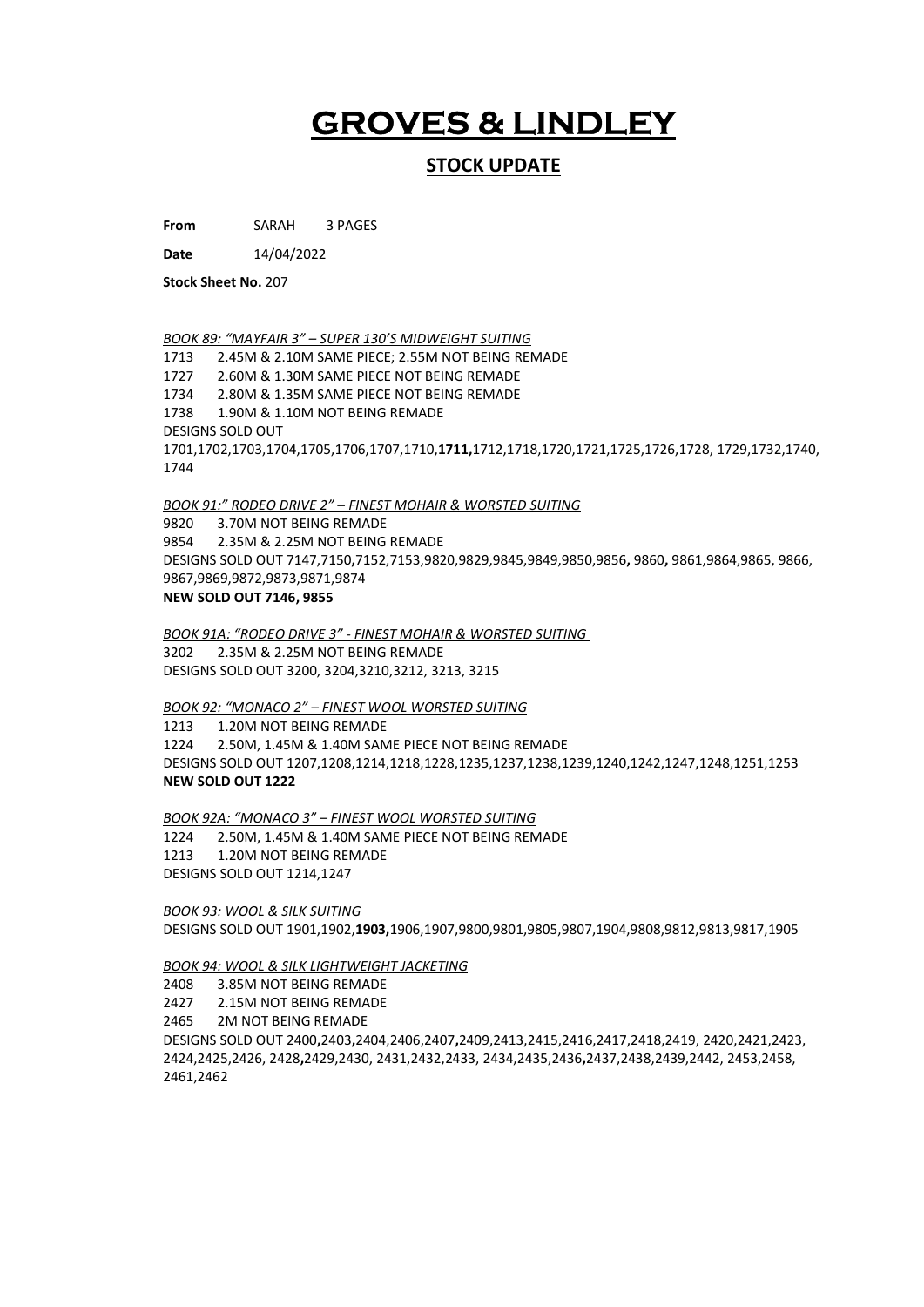# GROVES & LINDLEY

## STOCK UPDATE

**From** SARAH 3 PAGES

**Date** 14/04/2022

**Stock Sheet No.** 207

*BOOK 89: "MAYFAIR 3" – SUPER 130'S MIDWEIGHT SUITING*

1713 2.45M & 2.10M SAME PIECE; 2.55M NOT BEING REMADE
1727 2.60M & 1.30M SAME PIECE NOT BEING REMADE
1734 2.80M & 1.35M SAME PIECE NOT BEING REMADE
1738 1.90M & 1.10M NOT BEING REMADE
DESIGNS SOLD OUT
1701,1702,1703,1704,1705,1706,1707,1710,**1711,**1712,1718,1720,1721,1725,1726,1728, 1729,1732,1740, 1744

*BOOK 91:" RODEO DRIVE 2" – FINEST MOHAIR & WORSTED SUITING*

9820 3.70M NOT BEING REMADE
9854 2.35M & 2.25M NOT BEING REMADE
DESIGNS SOLD OUT 7147,7150**,**7152,7153,9820,9829,9845,9849,9850,9856**,** 9860**,** 9861,9864,9865, 9866, 9867,9869,9872,9873,9871,9874
**NEW SOLD OUT 7146, 9855**

*BOOK 91A: "RODEO DRIVE 3" - FINEST MOHAIR & WORSTED SUITING*

3202 2.35M & 2.25M NOT BEING REMADE
DESIGNS SOLD OUT 3200, 3204,3210,3212, 3213, 3215

*BOOK 92: "MONACO 2" – FINEST WOOL WORSTED SUITING*

1213 1.20M NOT BEING REMADE
1224 2.50M, 1.45M & 1.40M SAME PIECE NOT BEING REMADE
DESIGNS SOLD OUT 1207,1208,1214,1218,1228,1235,1237,1238,1239,1240,1242,1247,1248,1251,1253
**NEW SOLD OUT 1222**

*BOOK 92A: "MONACO 3" – FINEST WOOL WORSTED SUITING*

1224 2.50M, 1.45M & 1.40M SAME PIECE NOT BEING REMADE
1213 1.20M NOT BEING REMADE
DESIGNS SOLD OUT 1214,1247

*BOOK 93: WOOL & SILK SUITING*

DESIGNS SOLD OUT 1901,1902,**1903,**1906,1907,9800,9801,9805,9807,1904,9808,9812,9813,9817,1905

*BOOK 94: WOOL & SILK LIGHTWEIGHT JACKETING*

2408 3.85M NOT BEING REMADE
2427 2.15M NOT BEING REMADE
2465 2M NOT BEING REMADE
DESIGNS SOLD OUT 2400**,**2403**,**2404,2406,2407**,**2409,2413,2415,2416,2417,2418,2419, 2420,2421,2423, 2424,2425,2426, 2428**,**2429,2430, 2431,2432,2433, 2434,2435,2436**,**2437,2438,2439,2442, 2453,2458, 2461,2462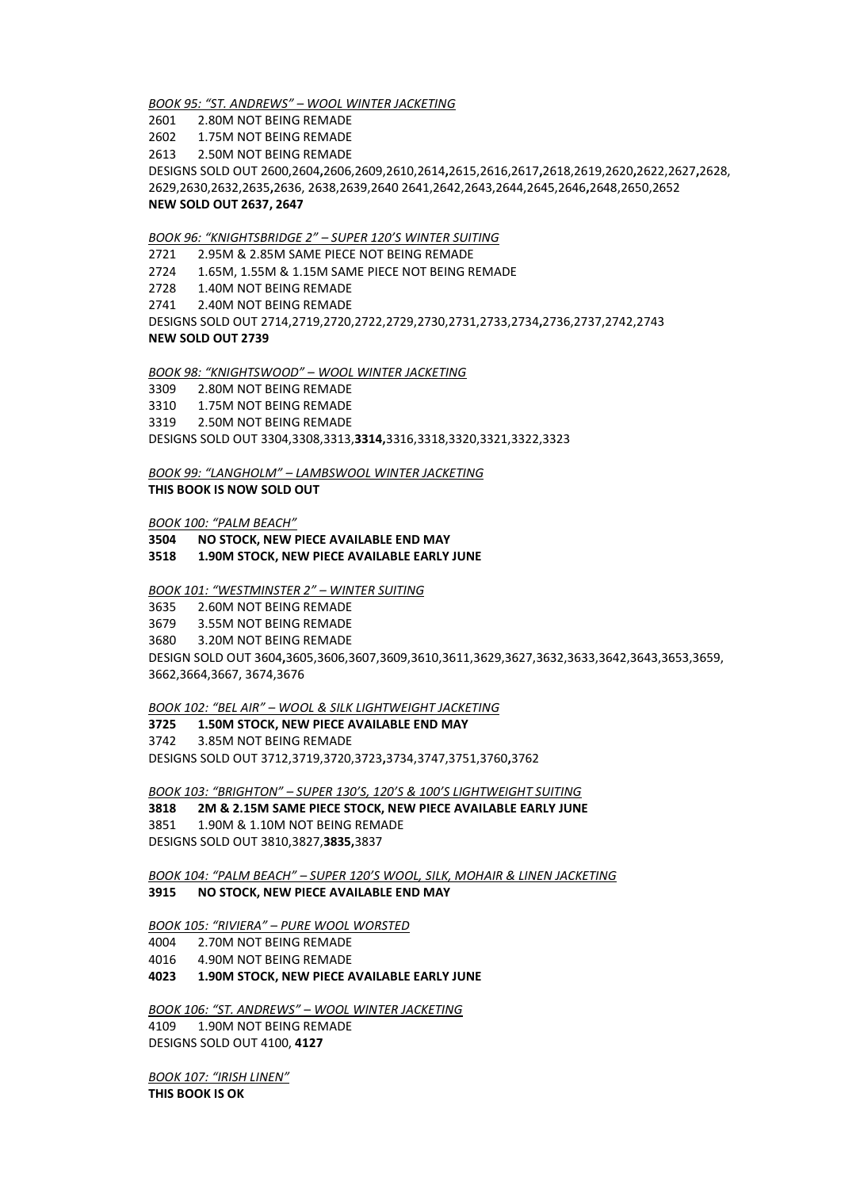*BOOK 95: "ST. ANDREWS" – WOOL WINTER JACKETING*

2601 2.80M NOT BEING REMADE
2602 1.75M NOT BEING REMADE
2613 2.50M NOT BEING REMADE
DESIGNS SOLD OUT 2600,2604**,**2606,2609,2610,2614**,**2615,2616,2617**,**2618,2619,2620**,**2622,2627**,**2628, 2629,2630,2632,2635**,**2636, 2638,2639,2640 2641,2642,2643,2644,2645,2646**,**2648,2650,2652
**NEW SOLD OUT 2637, 2647**

*BOOK 96: "KNIGHTSBRIDGE 2" – SUPER 120'S WINTER SUITING*

2721 2.95M & 2.85M SAME PIECE NOT BEING REMADE
2724 1.65M, 1.55M & 1.15M SAME PIECE NOT BEING REMADE
2728 1.40M NOT BEING REMADE
2741 2.40M NOT BEING REMADE
DESIGNS SOLD OUT 2714,2719,2720,2722,2729,2730,2731,2733,2734**,**2736,2737,2742,2743
**NEW SOLD OUT 2739**

*BOOK 98: "KNIGHTSWOOD" – WOOL WINTER JACKETING*

3309 2.80M NOT BEING REMADE
3310 1.75M NOT BEING REMADE
3319 2.50M NOT BEING REMADE
DESIGNS SOLD OUT 3304,3308,3313,**3314,**3316,3318,3320,3321,3322,3323

*BOOK 99: "LANGHOLM" – LAMBSWOOL WINTER JACKETING*

**THIS BOOK IS NOW SOLD OUT**

*BOOK 100: "PALM BEACH"*

**3504 NO STOCK, NEW PIECE AVAILABLE END MAY**
**3518 1.90M STOCK, NEW PIECE AVAILABLE EARLY JUNE**

*BOOK 101: "WESTMINSTER 2" – WINTER SUITING*

3635 2.60M NOT BEING REMADE
3679 3.55M NOT BEING REMADE
3680 3.20M NOT BEING REMADE
DESIGN SOLD OUT 3604**,**3605,3606,3607,3609,3610,3611,3629,3627,3632,3633,3642,3643,3653,3659, 3662,3664,3667, 3674,3676

*BOOK 102: "BEL AIR" – WOOL & SILK LIGHTWEIGHT JACKETING*

**3725 1.50M STOCK, NEW PIECE AVAILABLE END MAY**
3742 3.85M NOT BEING REMADE
DESIGNS SOLD OUT 3712,3719,3720,3723**,**3734,3747,3751,3760**,**3762

*BOOK 103: "BRIGHTON" – SUPER 130'S, 120'S & 100'S LIGHTWEIGHT SUITING*

**3818 2M & 2.15M SAME PIECE STOCK, NEW PIECE AVAILABLE EARLY JUNE**
3851 1.90M & 1.10M NOT BEING REMADE
DESIGNS SOLD OUT 3810,3827,**3835,**3837

*BOOK 104: "PALM BEACH" – SUPER 120'S WOOL, SILK, MOHAIR & LINEN JACKETING*

**3915 NO STOCK, NEW PIECE AVAILABLE END MAY**

*BOOK 105: "RIVIERA" – PURE WOOL WORSTED*

4004 2.70M NOT BEING REMADE
4016 4.90M NOT BEING REMADE
**4023 1.90M STOCK, NEW PIECE AVAILABLE EARLY JUNE**

*BOOK 106: "ST. ANDREWS" – WOOL WINTER JACKETING*

4109 1.90M NOT BEING REMADE
DESIGNS SOLD OUT 4100, **4127**

*BOOK 107: "IRISH LINEN"*

**THIS BOOK IS OK**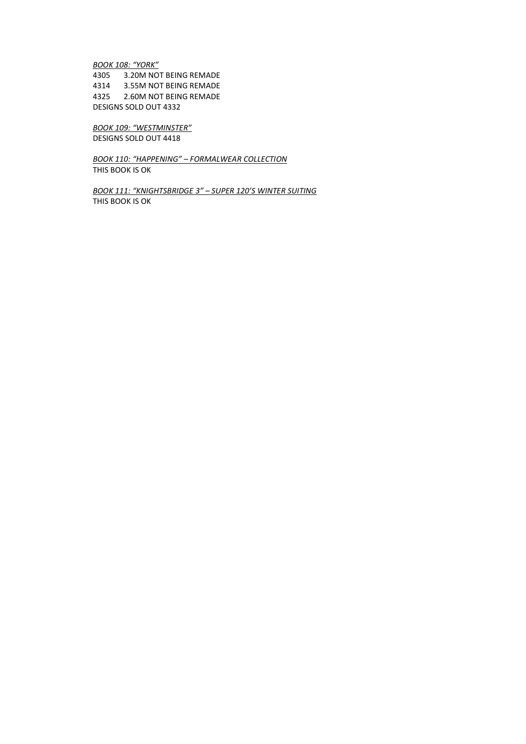*<u>BOOK 108: "YORK"</u>*

4305 3.20M NOT BEING REMADE
4314 3.55M NOT BEING REMADE
4325 2.60M NOT BEING REMADE
DESIGNS SOLD OUT 4332

*<u>BOOK 109: "WESTMINSTER"</u>*

DESIGNS SOLD OUT 4418

*<u>BOOK 110: "HAPPENING" – FORMALWEAR COLLECTION</u>*

THIS BOOK IS OK

*<u>BOOK 111: "KNIGHTSBRIDGE 3" – SUPER 120'S WINTER SUITING</u>*

THIS BOOK IS OK